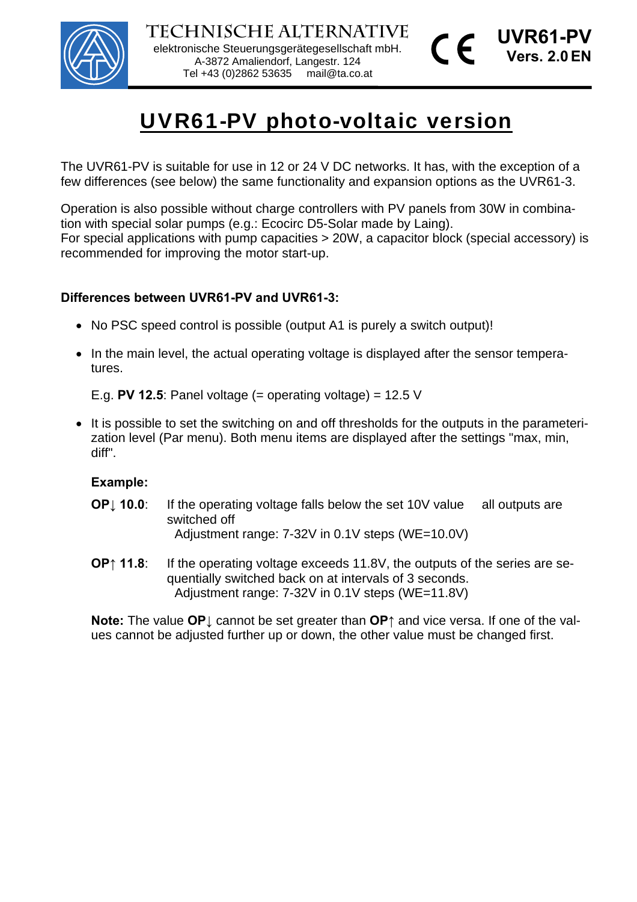TECHNISCHE ALTERNATIVE
elektronische Steuerungsgerätegesellschaft mbH.
A-3872 Amaliendorf, Langestr. 124
Tel +43 (0)2862 53635 mail@ta.co.at

**UVR61-PV**
**Vers. 2.0 EN**

# UVR61-PV photo-voltaic version

The UVR61-PV is suitable for use in 12 or 24 V DC networks. It has, with the exception of a few differences (see below) the same functionality and expansion options as the UVR61-3.

Operation is also possible without charge controllers with PV panels from 30W in combination with special solar pumps (e.g.: Ecocirc D5-Solar made by Laing).
For special applications with pump capacities > 20W, a capacitor block (special accessory) is recommended for improving the motor start-up.

### Differences between UVR61-PV and UVR61-3:

- No PSC speed control is possible (output A1 is purely a switch output)!
- In the main level, the actual operating voltage is displayed after the sensor temperatures.

  E.g. **PV 12.5**: Panel voltage (= operating voltage) = 12.5 V

- It is possible to set the switching on and off thresholds for the outputs in the parameterization level (Par menu). Both menu items are displayed after the settings "max, min, diff".

  **Example:**

  **OP↓ 10.0**: If the operating voltage falls below the set 10V value all outputs are switched off
  Adjustment range: 7-32V in 0.1V steps (WE=10.0V)

  **OP↑ 11.8**: If the operating voltage exceeds 11.8V, the outputs of the series are sequentially switched back on at intervals of 3 seconds.
  Adjustment range: 7-32V in 0.1V steps (WE=11.8V)

  **Note:** The value **OP↓** cannot be set greater than **OP↑** and vice versa. If one of the values cannot be adjusted further up or down, the other value must be changed first.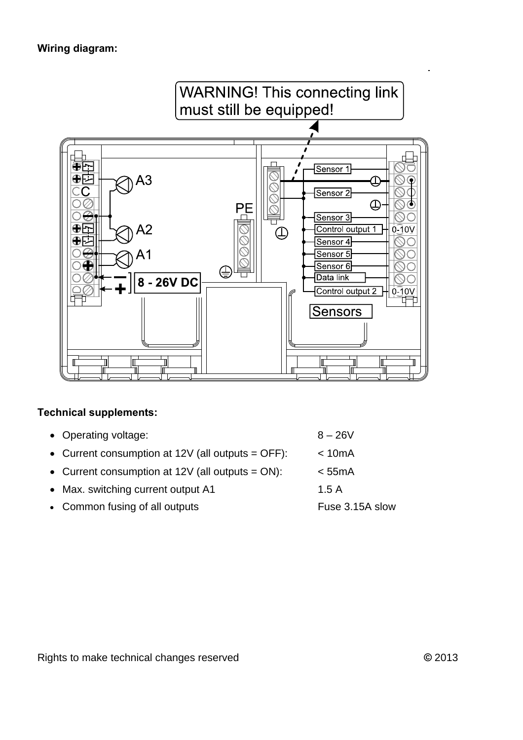**Wiring diagram:**

WARNING! This connecting link must still be equipped!

A3

A2

A1

PE

8 - 26V DC

Sensor 1

Sensor 2

Sensor 3

Control output 1

0-10V

Sensor 4

Sensor 5

Sensor 6

Data link

Control output 2

0-10V

Sensors

**Technical supplements:**

- Operating voltage: 8 – 26V
- Current consumption at 12V (all outputs = OFF): < 10mA
- Current consumption at 12V (all outputs = ON): < 55mA
- Max. switching current output A1 1.5 A
- Common fusing of all outputs Fuse 3.15A slow

Rights to make technical changes reserved © 2013